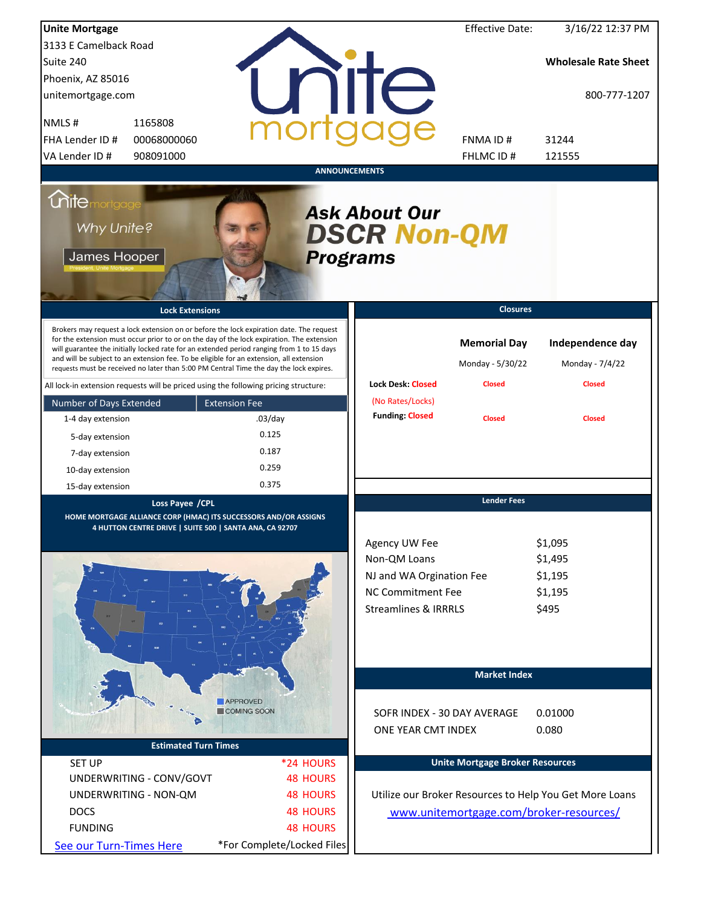**Unite Mortgage**
3133 E Camelback Road
Suite 240
Phoenix, AZ 85016
unitemortgage.com

| | |
|---|---|
| NMLS # | 1165808 |
| FHA Lender ID # | 00068000060 |
| VA Lender ID # | 908091000 |

Effective Date: 3/16/22 12:37 PM

**Wholesale Rate Sheet**

800-777-1207

| | |
|---|---|
| FNMA ID # | 31244 |
| FHLMC ID # | 121555 |

## ANNOUNCEMENTS

Why Unite? James Hooper, President, Unite Mortgage

**Ask About Our DSCR Non-QM Programs**

## Lock Extensions

Brokers may request a lock extension on or before the lock expiration date. The request for the extension must occur prior to or on the day of the lock expiration. The extension will guarantee the initially locked rate for an extended period ranging from 1 to 15 days and will be subject to an extension fee. To be eligible for an extension, all extension requests must be received no later than 5:00 PM Central Time the day the lock expires.

All lock-in extension requests will be priced using the following pricing structure:

| Number of Days Extended | Extension Fee |
|---|---|
| 1-4 day extension | .03/day |
| 5-day extension | 0.125 |
| 7-day extension | 0.187 |
| 10-day extension | 0.259 |
| 15-day extension | 0.375 |

## Closures

| | Memorial Day | Independence day |
|---|---|---|
| | Monday - 5/30/22 | Monday - 7/4/22 |
| Lock Desk: Closed (No Rates/Locks) | Closed | Closed |
| Funding: Closed | Closed | Closed |

## Loss Payee /CPL

HOME MORTGAGE ALLIANCE CORP (HMAC) ITS SUCCESSORS AND/OR ASSIGNS
4 HUTTON CENTRE DRIVE | SUITE 500 | SANTA ANA, CA 92707

APPROVED
COMING SOON

## Lender Fees

| | |
|---|---|
| Agency UW Fee | $1,095 |
| Non-QM Loans | $1,495 |
| NJ and WA Orgination Fee | $1,195 |
| NC Commitment Fee | $1,195 |
| Streamlines & IRRRLS | $495 |

## Market Index

| | |
|---|---|
| SOFR INDEX - 30 DAY AVERAGE | 0.01000 |
| ONE YEAR CMT INDEX | 0.080 |

## Estimated Turn Times

| | |
|---|---|
| SET UP | *24 HOURS |
| UNDERWRITING - CONV/GOVT | 48 HOURS |
| UNDERWRITING - NON-QM | 48 HOURS |
| DOCS | 48 HOURS |
| FUNDING | 48 HOURS |

See our Turn-Times Here

*For Complete/Locked Files

## Unite Mortgage Broker Resources

Utilize our Broker Resources to Help You Get More Loans

www.unitemortgage.com/broker-resources/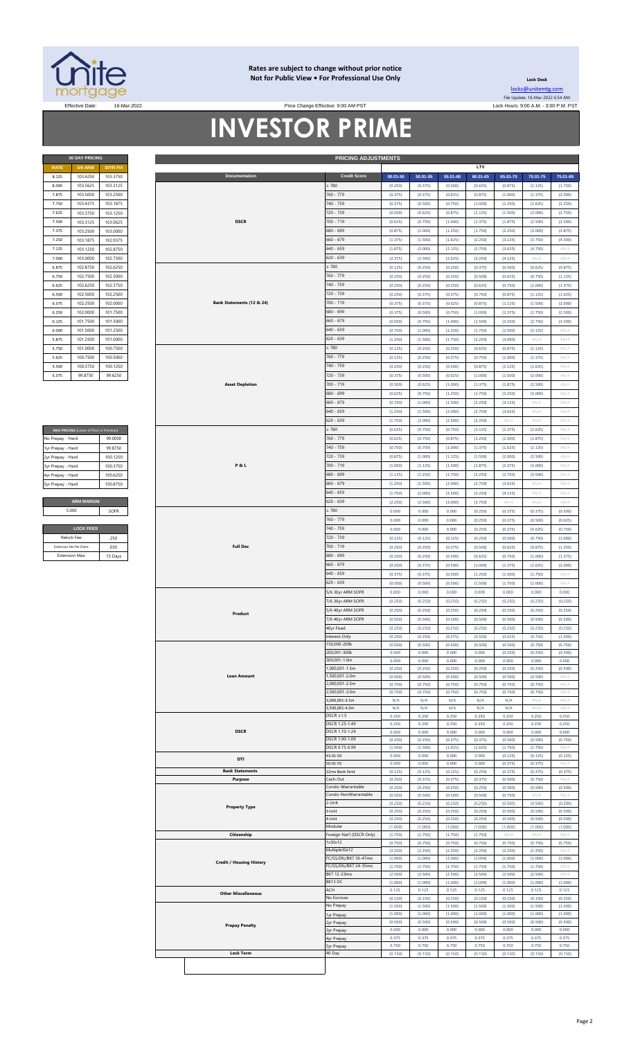**Rates are subject to change without prior notice**
**Not for Public View • For Professional Use Only**

**Lock Desk**

locks@unitemtg.com

File Update: 16-Mar-2022 6:54 AM

Effective Date: 16-Mar-2022 | Price Change Effective: 9:00 AM PST | Lock Hours: 9:00 A.M. - 3:00 P.M. PST

# INVESTOR PRIME

| 30 DAY PRICING | | |
|---|---|---|
| RATE | 5/6 ARM | 30YR FIX |
| 8.125 | 103.6250 | 103.3750 |
| 8.000 | 103.5625 | 103.3125 |
| 7.875 | 103.5000 | 103.2500 |
| 7.750 | 103.4375 | 103.1875 |
| 7.625 | 103.3750 | 103.1250 |
| 7.500 | 103.3125 | 103.0625 |
| 7.375 | 103.2500 | 103.0000 |
| 7.250 | 103.1875 | 102.9375 |
| 7.125 | 103.1250 | 102.8750 |
| 7.000 | 103.0000 | 102.7500 |
| 6.875 | 102.8750 | 102.6250 |
| 6.750 | 102.7500 | 102.5000 |
| 6.625 | 102.6250 | 102.3750 |
| 6.500 | 102.5000 | 102.2500 |
| 6.375 | 102.2500 | 102.0000 |
| 6.250 | 102.0000 | 101.7500 |
| 6.125 | 101.7500 | 101.5000 |
| 6.000 | 101.5000 | 101.2500 |
| 5.875 | 101.2500 | 101.0000 |
| 5.750 | 101.0000 | 100.7500 |
| 5.625 | 100.7500 | 100.5000 |
| 5.500 | 100.3750 | 100.1250 |
| 5.375 | 99.8750 | 99.6250 |

| MAX PRICING (Lower of Price or Premium) | |
|---|---|
| No Prepay - Hard | 99.0000 |
| 1yr Prepay - Hard | 99.8750 |
| 2yr Prepay - Hard | 100.1250 |
| 3yr Prepay - Hard | 100.3750 |
| 4yr Prepay - Hard | 100.6250 |
| 5yr Prepay - Hard | 100.8750 |

| ARM MARGIN | |
|---|---|
| 5.000 | SOFR |

| LOCK FEES | |
|---|---|
| Relock Fee: | .250 |
| Extension Fee Per Diem: | .030 |
| Extension Max: | 15 Days |

| PRICING ADJUSTMENTS | | | | | | | | |
|---|---|---|---|---|---|---|---|---|
| | | LTV | | | | | | |
| Documentation | Credit Score | 00.01-50 | 50.01-55 | 55.01-60 | 60.01-65 | 65.01-70 | 70.01-75 | 75.01-80 |
| DSCR | ≥ 780 | (0.250) | (0.375) | (0.500) | (0.625) | (0.875) | (1.125) | (1.750) |
| | 760 - 779 | (0.375) | (0.375) | (0.625) | (0.875) | (1.000) | (1.375) | (2.000) |
| | 740 - 759 | (0.375) | (0.500) | (0.750) | (1.000) | (1.250) | (1.625) | (2.250) |
| | 720 - 739 | (0.500) | (0.625) | (0.875) | (1.125) | (1.500) | (2.000) | (2.750) |
| | 700 - 719 | (0.625) | (0.750) | (1.000) | (1.375) | (1.875) | (2.500) | (3.500) |
| | 680 - 699 | (0.875) | (1.000) | (1.250) | (1.750) | (2.250) | (3.000) | (3.875) |
| | 660 - 679 | (1.375) | (1.500) | (1.625) | (2.250) | (3.125) | (3.750) | (4.500) |
| | 640 - 659 | (1.875) | (2.000) | (2.125) | (2.750) | (3.625) | (4.750) | #N/A |
| | 620 - 639 | (2.375) | (2.500) | (2.625) | (3.250) | (4.125) | #N/A | #N/A |
| Bank Statements (12 & 24) | ≥ 780 | (0.125) | (0.250) | (0.250) | (0.375) | (0.500) | (0.625) | (0.875) |
| | 760 - 779 | (0.250) | (0.250) | (0.250) | (0.500) | (0.625) | (0.750) | (1.125) |
| | 740 - 759 | (0.250) | (0.250) | (0.250) | (0.625) | (0.750) | (1.000) | (1.375) |
| | 720 - 739 | (0.250) | (0.375) | (0.375) | (0.750) | (0.875) | (1.125) | (1.625) |
| | 700 - 719 | (0.375) | (0.375) | (0.625) | (0.875) | (1.125) | (1.500) | (2.000) |
| | 680 - 699 | (0.375) | (0.500) | (0.750) | (1.000) | (1.375) | (1.750) | (2.500) |
| | 660 - 679 | (0.500) | (0.750) | (1.000) | (1.500) | (2.250) | (2.750) | (3.500) |
| | 640 - 659 | (0.750) | (1.000) | (1.250) | (1.750) | (2.500) | (3.125) | #N/A |
| | 620 - 639 | (1.250) | (1.500) | (1.750) | (2.250) | (3.000) | #N/A | #N/A |
| Asset Depletion | ≥ 780 | (0.125) | (0.250) | (0.250) | (0.625) | (0.875) | (1.125) | #N/A |
| | 760 - 779 | (0.125) | (0.250) | (0.375) | (0.750) | (1.000) | (1.375) | #N/A |
| | 740 - 759 | (0.250) | (0.250) | (0.500) | (0.875) | (1.125) | (1.625) | #N/A |
| | 720 - 739 | (0.375) | (0.500) | (0.625) | (1.000) | (1.500) | (2.000) | #N/A |
| | 700 - 719 | (0.500) | (0.625) | (1.000) | (1.375) | (1.875) | (2.500) | #N/A |
| | 680 - 699 | (0.625) | (0.750) | (1.250) | (1.750) | (2.250) | (3.000) | #N/A |
| | 660 - 679 | (0.750) | (1.000) | (1.500) | (2.250) | (3.125) | #N/A | #N/A |
| | 640 - 659 | (1.250) | (1.500) | (2.000) | (2.750) | (3.625) | #N/A | #N/A |
| | 620 - 639 | (1.750) | (2.000) | (2.500) | (3.250) | #N/A | #N/A | #N/A |
| P & L | ≥ 780 | (0.625) | (0.750) | (0.750) | (1.125) | (1.375) | (1.625) | #N/A |
| | 760 - 779 | (0.625) | (0.750) | (0.875) | (1.250) | (1.500) | (1.875) | #N/A |
| | 740 - 759 | (0.750) | (0.750) | (1.000) | (1.375) | (1.625) | (2.125) | #N/A |
| | 720 - 739 | (0.875) | (1.000) | (1.125) | (1.500) | (2.000) | (2.500) | #N/A |
| | 700 - 719 | (1.000) | (1.125) | (1.500) | (1.875) | (2.375) | (3.000) | #N/A |
| | 680 - 699 | (1.125) | (1.250) | (1.750) | (2.250) | (2.750) | (3.500) | #N/A |
| | 660 - 679 | (1.250) | (1.500) | (2.000) | (2.750) | (3.625) | #N/A | #N/A |
| | 640 - 659 | (1.750) | (2.000) | (2.500) | (3.250) | (4.125) | #N/A | #N/A |
| | 620 - 639 | (2.250) | (2.500) | (3.000) | (3.750) | #N/A | #N/A | #N/A |
| Full Doc | ≥ 780 | 0.000 | 0.000 | 0.000 | (0.250) | (0.375) | (0.375) | (0.500) |
| | 760 - 779 | 0.000 | 0.000 | 0.000 | (0.250) | (0.375) | (0.500) | (0.625) |
| | 740 - 759 | 0.000 | 0.000 | 0.000 | (0.250) | (0.375) | (0.625) | (0.750) |
| | 720 - 739 | (0.125) | (0.125) | (0.125) | (0.250) | (0.500) | (0.750) | (1.000) |
| | 700 - 719 | (0.250) | (0.250) | (0.375) | (0.500) | (0.625) | (0.875) | (1.250) |
| | 680 - 699 | (0.250) | (0.250) | (0.500) | (0.625) | (0.750) | (1.000) | (1.375) |
| | 660 - 679 | (0.250) | (0.375) | (0.500) | (1.000) | (1.375) | (1.625) | (2.000) |
| | 640 - 659 | (0.375) | (0.375) | (0.500) | (1.250) | (1.500) | (1.750) | #N/A |
| | 620 - 639 | (0.500) | (0.500) | (0.500) | (1.500) | (1.750) | (2.000) | #N/A |
| Product | 5/6 30yr ARM SOFR | 0.000 | 0.000 | 0.000 | 0.000 | 0.000 | 0.000 | 0.000 |
| | 7/6 30yr ARM SOFR | (0.250) | (0.250) | (0.250) | (0.250) | (0.250) | (0.250) | (0.250) |
| | 5/6 40yr ARM SOFR | (0.250) | (0.250) | (0.250) | (0.250) | (0.250) | (0.250) | (0.250) |
| | 7/6 40yr ARM SOFR | (0.500) | (0.500) | (0.500) | (0.500) | (0.500) | (0.500) | (0.500) |
| | 40yr Fixed | (0.250) | (0.250) | (0.250) | (0.250) | (0.250) | (0.250) | (0.250) |
| | Interest-Only | (0.250) | (0.250) | (0.375) | (0.500) | (0.625) | (0.750) | (1.000) |
| Loan Amount | 150,000-200k | (0.500) | (0.500) | (0.500) | (0.500) | (0.500) | (0.750) | (0.750) |
| | 200,001-300k | 0.000 | 0.000 | 0.000 | 0.000 | (0.250) | (0.250) | (0.500) |
| | 300,001-1.0m | 0.000 | 0.000 | 0.000 | 0.000 | 0.000 | 0.000 | 0.000 |
| | 1,000,001-1.5m | (0.250) | (0.250) | (0.250) | (0.250) | (0.250) | (0.250) | (0.500) |
| | 1,500,001-2.0m | (0.500) | (0.500) | (0.500) | (0.500) | (0.500) | (0.500) | #N/A |
| | 2,000,001-2.5m | (0.750) | (0.750) | (0.750) | (0.750) | (0.750) | (0.750) | #N/A |
| | 2,500,001-3.0m | (0.750) | (0.750) | (0.750) | (0.750) | (0.750) | (0.750) | #N/A |
| | 3,000,001-3.5m | N/A | N/A | N/A | N/A | N/A | #N/A | #N/A |
| | 3,500,001-4.0m | N/A | N/A | N/A | N/A | N/A | #N/A | #N/A |
| DSCR | DSCR ≥1.5 | 0.250 | 0.250 | 0.250 | 0.250 | 0.250 | 0.250 | 0.250 |
| | DSCR 1.25-1.49 | 0.250 | 0.250 | 0.250 | 0.250 | 0.250 | 0.250 | 0.250 |
| | DSCR 1.10-1.24 | 0.000 | 0.000 | 0.000 | 0.000 | 0.000 | 0.000 | 0.000 |
| | DSCR 1.00-1.09 | (0.250) | (0.250) | (0.375) | (0.375) | (0.500) | (0.500) | (0.750) |
| | DSCR 0.75-0.99 | (1.500) | (1.500) | (1.625) | (1.625) | (1.750) | (1.750) | #N/A |
| DTI | 43.01-50 | 0.000 | 0.000 | 0.000 | 0.000 | (0.125) | (0.125) | (0.125) |
| | 50.01-55 | 0.000 | 0.000 | 0.000 | 0.000 | (0.375) | (0.375) | #N/A |
| Bank Statements | 12mo Bank Stmt | (0.125) | (0.125) | (0.125) | (0.250) | (0.375) | (0.375) | (0.375) |
| Purpose | Cash-Out | (0.250) | (0.375) | (0.375) | (0.375) | (0.500) | (0.750) | #N/A |
| Property Type | Condo-Warrantable | (0.250) | (0.250) | (0.250) | (0.250) | (0.500) | (0.500) | (0.500) |
| | Condo-NonWarrantable | (0.500) | (0.500) | (0.500) | (0.500) | (0.750) | #N/A | #N/A |
| | 2-Unit | (0.250) | (0.250) | (0.250) | (0.250) | (0.500) | (0.500) | (0.500) |
| | 3-Unit | (0.250) | (0.250) | (0.250) | (0.250) | (0.500) | (0.500) | (0.500) |
| | 4-Unit | (0.250) | (0.250) | (0.250) | (0.250) | (0.500) | (0.500) | (0.500) |
| | Modular | (1.000) | (1.000) | (1.000) | (1.000) | (1.000) | (1.000) | (1.000) |
| Citizenship | Foreign Nat'l (DSCR Only) | (1.750) | (1.750) | (1.750) | (1.750) | #N/A | #N/A | #N/A |
| Credit / Housing History | 1x30x12 | (0.750) | (0.750) | (0.750) | (0.750) | (0.750) | (0.750) | (0.750) |
| | Multiple30x12 | (2.250) | (2.250) | (2.250) | (2.250) | (2.250) | (2.250) | #N/A |
| | FC/SS/DIL/BK7 36-47mo | (1.000) | (1.000) | (1.000) | (1.000) | (1.000) | (1.000) | (1.000) |
| | FC/SS/DIL/BK7 24-35mo | (1.750) | (1.750) | (1.750) | (1.750) | (1.750) | (1.750) | #N/A |
| | BK7 12-23mo | (2.500) | (2.500) | (2.500) | (2.500) | (2.500) | (2.500) | #N/A |
| | BK13 DC | (1.000) | (1.000) | (1.000) | (1.000) | (1.000) | (1.000) | (1.000) |
| Other Miscellaneous | ACH | 0.125 | 0.125 | 0.125 | 0.125 | 0.125 | 0.125 | 0.125 |
| | No Escrows | (0.150) | (0.150) | (0.150) | (0.150) | (0.150) | (0.150) | (0.150) |
| Prepay Penalty | No Prepay | (1.500) | (1.500) | (1.500) | (1.500) | (1.500) | (1.500) | (1.500) |
| | 1yr Prepay | (1.000) | (1.000) | (1.000) | (1.000) | (1.000) | (1.000) | (1.000) |
| | 2yr Prepay | (0.500) | (0.500) | (0.500) | (0.500) | (0.500) | (0.500) | (0.500) |
| | 3yr Prepay | 0.000 | 0.000 | 0.000 | 0.000 | 0.000 | 0.000 | 0.000 |
| | 4yr Prepay | 0.375 | 0.375 | 0.375 | 0.375 | 0.375 | 0.375 | 0.375 |
| | 5yr Prepay | 0.750 | 0.750 | 0.750 | 0.750 | 0.750 | 0.750 | 0.750 |
| Lock Term | 40 Day | (0.150) | (0.150) | (0.150) | (0.150) | (0.150) | (0.150) | (0.150) |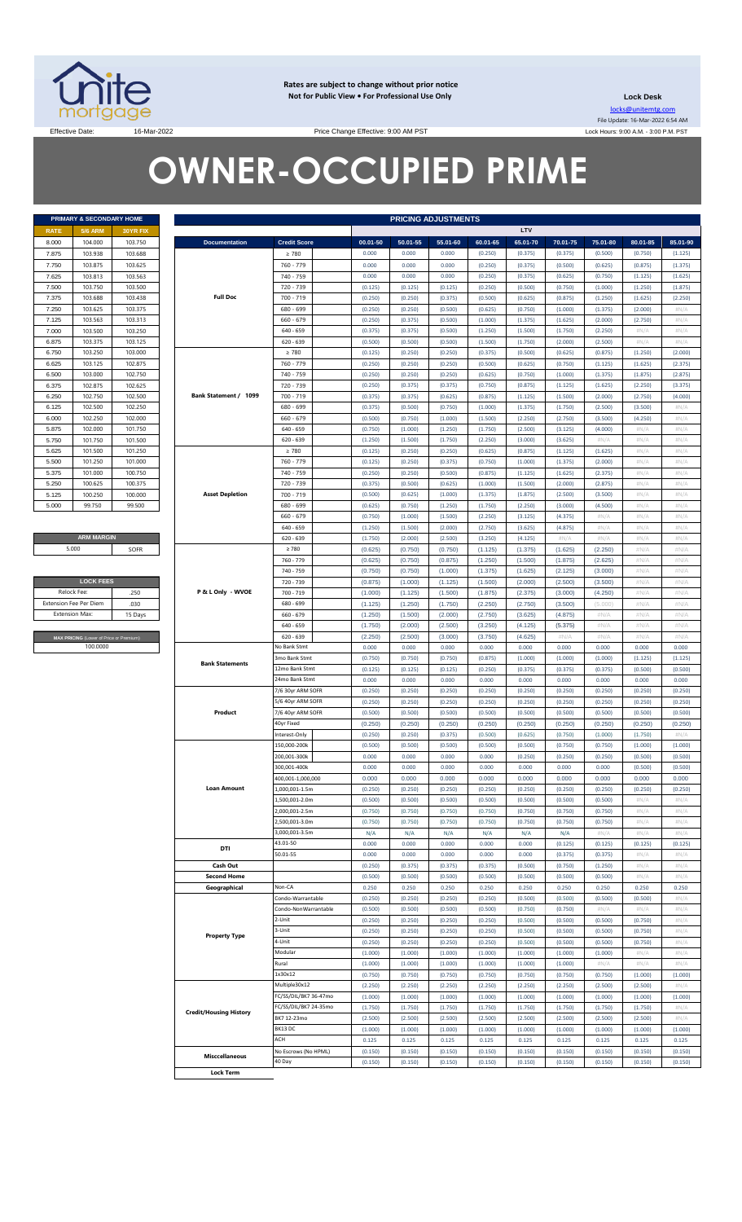**Rates are subject to change without prior notice**
**Not for Public View • For Professional Use Only**

**Lock Desk**
locks@unitemtg.com
File Update: 16-Mar-2022 6:54 AM
Lock Hours: 9:00 A.M. - 3:00 P.M. PST

Effective Date: 16-Mar-2022

Price Change Effective: 9:00 AM PST

# OWNER-OCCUPIED PRIME

| PRIMARY & SECONDARY HOME | | |
|---|---|---|
| RATE | 5/6 ARM | 30YR FIX |
| 8.000 | 104.000 | 103.750 |
| 7.875 | 103.938 | 103.688 |
| 7.750 | 103.875 | 103.625 |
| 7.625 | 103.813 | 103.563 |
| 7.500 | 103.750 | 103.500 |
| 7.375 | 103.688 | 103.438 |
| 7.250 | 103.625 | 103.375 |
| 7.125 | 103.563 | 103.313 |
| 7.000 | 103.500 | 103.250 |
| 6.875 | 103.375 | 103.125 |
| 6.750 | 103.250 | 103.000 |
| 6.625 | 103.125 | 102.875 |
| 6.500 | 103.000 | 102.750 |
| 6.375 | 102.875 | 102.625 |
| 6.250 | 102.750 | 102.500 |
| 6.125 | 102.500 | 102.250 |
| 6.000 | 102.250 | 102.000 |
| 5.875 | 102.000 | 101.750 |
| 5.750 | 101.750 | 101.500 |
| 5.625 | 101.500 | 101.250 |
| 5.500 | 101.250 | 101.000 |
| 5.375 | 101.000 | 100.750 |
| 5.250 | 100.625 | 100.375 |
| 5.125 | 100.250 | 100.000 |
| 5.000 | 99.750 | 99.500 |

| ARM MARGIN | |
|---|---|
| 5.000 | SOFR |

| LOCK FEES | |
|---|---|
| Relock Fee: | .250 |
| Extension Fee Per Diem | .030 |
| Extension Max: | 15 Days |

| MAX PRICING (Lower of Price or Premium) |
|---|
| 100.0000 |

| PRICING ADJUSTMENTS | | | | | | | | | | |
|---|---|---|---|---|---|---|---|---|---|---|
| | | LTV | | | | | | | | |
| Documentation | Credit Score | 00.01-50 | 50.01-55 | 55.01-60 | 60.01-65 | 65.01-70 | 70.01-75 | 75.01-80 | 80.01-85 | 85.01-90 |
| Full Doc | ≥ 780 | 0.000 | 0.000 | 0.000 | (0.250) | (0.375) | (0.375) | (0.500) | (0.750) | (1.125) |
| | 760 - 779 | 0.000 | 0.000 | 0.000 | (0.250) | (0.375) | (0.500) | (0.625) | (0.875) | (1.375) |
| | 740 - 759 | 0.000 | 0.000 | 0.000 | (0.250) | (0.375) | (0.625) | (0.750) | (1.125) | (1.625) |
| | 720 - 739 | (0.125) | (0.125) | (0.125) | (0.250) | (0.500) | (0.750) | (1.000) | (1.250) | (1.875) |
| | 700 - 719 | (0.250) | (0.250) | (0.375) | (0.500) | (0.625) | (0.875) | (1.250) | (1.625) | (2.250) |
| | 680 - 699 | (0.250) | (0.250) | (0.500) | (0.625) | (0.750) | (1.000) | (1.375) | (2.000) | #N/A |
| | 660 - 679 | (0.250) | (0.375) | (0.500) | (1.000) | (1.375) | (1.625) | (2.000) | (2.750) | #N/A |
| | 640 - 659 | (0.375) | (0.375) | (0.500) | (1.250) | (1.500) | (1.750) | (2.250) | #N/A | #N/A |
| | 620 - 639 | (0.500) | (0.500) | (0.500) | (1.500) | (1.750) | (2.000) | (2.500) | #N/A | #N/A |
| Bank Statement / 1099 | ≥ 780 | (0.125) | (0.250) | (0.250) | (0.375) | (0.500) | (0.625) | (0.875) | (1.250) | (2.000) |
| | 760 - 779 | (0.250) | (0.250) | (0.250) | (0.500) | (0.625) | (0.750) | (1.125) | (1.625) | (2.375) |
| | 740 - 759 | (0.250) | (0.250) | (0.250) | (0.625) | (0.750) | (1.000) | (1.375) | (1.875) | (2.875) |
| | 720 - 739 | (0.250) | (0.375) | (0.375) | (0.750) | (0.875) | (1.125) | (1.625) | (2.250) | (3.375) |
| | 700 - 719 | (0.375) | (0.375) | (0.625) | (0.875) | (1.125) | (1.500) | (2.000) | (2.750) | (4.000) |
| | 680 - 699 | (0.375) | (0.500) | (0.750) | (1.000) | (1.375) | (1.750) | (2.500) | (3.500) | #N/A |
| | 660 - 679 | (0.500) | (0.750) | (1.000) | (1.500) | (2.250) | (2.750) | (3.500) | (4.250) | #N/A |
| | 640 - 659 | (0.750) | (1.000) | (1.250) | (1.750) | (2.500) | (3.125) | (4.000) | #N/A | #N/A |
| | 620 - 639 | (1.250) | (1.500) | (1.750) | (2.250) | (3.000) | (3.625) | #N/A | #N/A | #N/A |
| Asset Depletion | ≥ 780 | (0.125) | (0.250) | (0.250) | (0.625) | (0.875) | (1.125) | (1.625) | #N/A | #N/A |
| | 760 - 779 | (0.125) | (0.250) | (0.375) | (0.750) | (1.000) | (1.375) | (2.000) | #N/A | #N/A |
| | 740 - 759 | (0.250) | (0.250) | (0.500) | (0.875) | (1.125) | (1.625) | (2.375) | #N/A | #N/A |
| | 720 - 739 | (0.375) | (0.500) | (0.625) | (1.000) | (1.500) | (2.000) | (2.875) | #N/A | #N/A |
| | 700 - 719 | (0.500) | (0.625) | (1.000) | (1.375) | (1.875) | (2.500) | (3.500) | #N/A | #N/A |
| | 680 - 699 | (0.625) | (0.750) | (1.250) | (1.750) | (2.250) | (3.000) | (4.500) | #N/A | #N/A |
| | 660 - 679 | (0.750) | (1.000) | (1.500) | (2.250) | (3.125) | (4.375) | #N/A | #N/A | #N/A |
| | 640 - 659 | (1.250) | (1.500) | (2.000) | (2.750) | (3.625) | (4.875) | #N/A | #N/A | #N/A |
| | 620 - 639 | (1.750) | (2.000) | (2.500) | (3.250) | (4.125) | #N/A | #N/A | #N/A | #N/A |
| P & L Only - WVOE | ≥ 780 | (0.625) | (0.750) | (0.750) | (1.125) | (1.375) | (1.625) | (2.250) | #N/A | #N/A |
| | 760 - 779 | (0.625) | (0.750) | (0.875) | (1.250) | (1.500) | (1.875) | (2.625) | #N/A | #N/A |
| | 740 - 759 | (0.750) | (0.750) | (1.000) | (1.375) | (1.625) | (2.125) | (3.000) | #N/A | #N/A |
| | 720 - 739 | (0.875) | (1.000) | (1.125) | (1.500) | (2.000) | (2.500) | (3.500) | #N/A | #N/A |
| | 700 - 719 | (1.000) | (1.125) | (1.500) | (1.875) | (2.375) | (3.000) | (4.250) | #N/A | #N/A |
| | 680 - 699 | (1.125) | (1.250) | (1.750) | (2.250) | (2.750) | (3.500) | (5.000) | #N/A | #N/A |
| | 660 - 679 | (1.250) | (1.500) | (2.000) | (2.750) | (3.625) | (4.875) | #N/A | #N/A | #N/A |
| | 640 - 659 | (1.750) | (2.000) | (2.500) | (3.250) | (4.125) | (5.375) | #N/A | #N/A | #N/A |
| | 620 - 639 | (2.250) | (2.500) | (3.000) | (3.750) | (4.625) | #N/A | #N/A | #N/A | #N/A |
| Bank Statements | No Bank Stmt | 0.000 | 0.000 | 0.000 | 0.000 | 0.000 | 0.000 | 0.000 | 0.000 | 0.000 |
| | 3mo Bank Stmt | (0.750) | (0.750) | (0.750) | (0.875) | (1.000) | (1.000) | (1.000) | (1.125) | (1.125) |
| | 12mo Bank Stmt | (0.125) | (0.125) | (0.125) | (0.250) | (0.375) | (0.375) | (0.375) | (0.500) | (0.500) |
| | 24mo Bank Stmt | 0.000 | 0.000 | 0.000 | 0.000 | 0.000 | 0.000 | 0.000 | 0.000 | 0.000 |
| Product | 7/6 30yr ARM SOFR | (0.250) | (0.250) | (0.250) | (0.250) | (0.250) | (0.250) | (0.250) | (0.250) | (0.250) |
| | 5/6 40yr ARM SOFR | (0.250) | (0.250) | (0.250) | (0.250) | (0.250) | (0.250) | (0.250) | (0.250) | (0.250) |
| | 7/6 40yr ARM SOFR | (0.500) | (0.500) | (0.500) | (0.500) | (0.500) | (0.500) | (0.500) | (0.500) | (0.500) |
| | 40yr Fixed | (0.250) | (0.250) | (0.250) | (0.250) | (0.250) | (0.250) | (0.250) | (0.250) | (0.250) |
| | Interest-Only | (0.250) | (0.250) | (0.375) | (0.500) | (0.625) | (0.750) | (1.000) | (1.750) | #N/A |
| Loan Amount | 150,000-200k | (0.500) | (0.500) | (0.500) | (0.500) | (0.500) | (0.750) | (0.750) | (1.000) | (1.000) |
| | 200,001-300k | 0.000 | 0.000 | 0.000 | 0.000 | (0.250) | (0.250) | (0.250) | (0.500) | (0.500) |
| | 300,001-400k | 0.000 | 0.000 | 0.000 | 0.000 | 0.000 | 0.000 | 0.000 | (0.500) | (0.500) |
| | 400,001-1,000,000 | 0.000 | 0.000 | 0.000 | 0.000 | 0.000 | 0.000 | 0.000 | 0.000 | 0.000 |
| | 1,000,001-1.5m | (0.250) | (0.250) | (0.250) | (0.250) | (0.250) | (0.250) | (0.250) | (0.250) | (0.250) |
| | 1,500,001-2.0m | (0.500) | (0.500) | (0.500) | (0.500) | (0.500) | (0.500) | (0.500) | #N/A | #N/A |
| | 2,000,001-2.5m | (0.750) | (0.750) | (0.750) | (0.750) | (0.750) | (0.750) | (0.750) | #N/A | #N/A |
| | 2,500,001-3.0m | (0.750) | (0.750) | (0.750) | (0.750) | (0.750) | (0.750) | (0.750) | #N/A | #N/A |
| | 3,000,001-3.5m | N/A | N/A | N/A | N/A | N/A | N/A | #N/A | #N/A | #N/A |
| DTI | 43.01-50 | 0.000 | 0.000 | 0.000 | 0.000 | 0.000 | (0.125) | (0.125) | (0.125) | (0.125) |
| | 50.01-55 | 0.000 | 0.000 | 0.000 | 0.000 | 0.000 | (0.375) | (0.375) | #N/A | #N/A |
| Cash Out | | (0.250) | (0.375) | (0.375) | (0.375) | (0.500) | (0.750) | (1.250) | #N/A | #N/A |
| Second Home | | (0.500) | (0.500) | (0.500) | (0.500) | (0.500) | (0.500) | (0.500) | #N/A | #N/A |
| Geographical | Non-CA | 0.250 | 0.250 | 0.250 | 0.250 | 0.250 | 0.250 | 0.250 | 0.250 | 0.250 |
| Property Type | Condo-Warrantable | (0.250) | (0.250) | (0.250) | (0.250) | (0.500) | (0.500) | (0.500) | (0.500) | #N/A |
| | Condo-NonWarrantable | (0.500) | (0.500) | (0.500) | (0.500) | (0.750) | (0.750) | #N/A | #N/A | #N/A |
| | 2-Unit | (0.250) | (0.250) | (0.250) | (0.250) | (0.500) | (0.500) | (0.500) | (0.750) | #N/A |
| | 3-Unit | (0.250) | (0.250) | (0.250) | (0.250) | (0.500) | (0.500) | (0.500) | (0.750) | #N/A |
| | 4-Unit | (0.250) | (0.250) | (0.250) | (0.250) | (0.500) | (0.500) | (0.500) | (0.750) | #N/A |
| | Modular | (1.000) | (1.000) | (1.000) | (1.000) | (1.000) | (1.000) | (1.000) | #N/A | #N/A |
| | Rural | (1.000) | (1.000) | (1.000) | (1.000) | (1.000) | (1.000) | #N/A | #N/A | #N/A |
| Credit/Housing History | 1x30x12 | (0.750) | (0.750) | (0.750) | (0.750) | (0.750) | (0.750) | (0.750) | (1.000) | (1.000) |
| | Multiple30x12 | (2.250) | (2.250) | (2.250) | (2.250) | (2.250) | (2.250) | (2.500) | (2.500) | #N/A |
| | FC/SS/DIL/BK7 36-47mo | (1.000) | (1.000) | (1.000) | (1.000) | (1.000) | (1.000) | (1.000) | (1.000) | (1.000) |
| | FC/SS/DIL/BK7 24-35mo | (1.750) | (1.750) | (1.750) | (1.750) | (1.750) | (1.750) | (1.750) | (1.750) | #N/A |
| | BK7 12-23mo | (2.500) | (2.500) | (2.500) | (2.500) | (2.500) | (2.500) | (2.500) | (2.500) | #N/A |
| | BK13 DC | (1.000) | (1.000) | (1.000) | (1.000) | (1.000) | (1.000) | (1.000) | (1.000) | (1.000) |
| Misccellaneous | ACH | 0.125 | 0.125 | 0.125 | 0.125 | 0.125 | 0.125 | 0.125 | 0.125 | 0.125 |
| | No Escrows (No HPML) | (0.150) | (0.150) | (0.150) | (0.150) | (0.150) | (0.150) | (0.150) | (0.150) | (0.150) |
| Lock Term | 40 Day | (0.150) | (0.150) | (0.150) | (0.150) | (0.150) | (0.150) | (0.150) | (0.150) | (0.150) |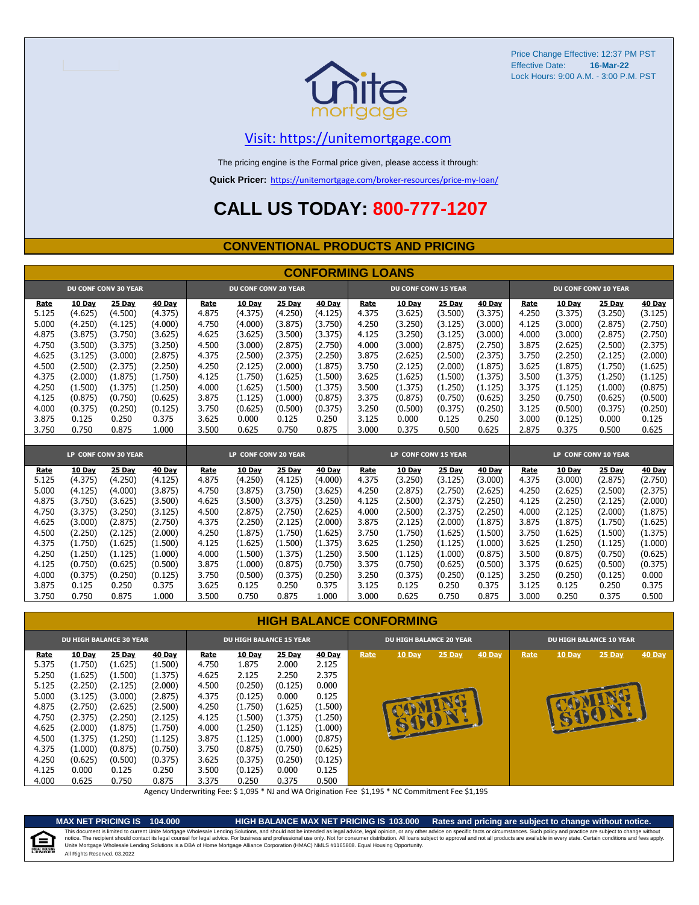Price Change Effective: 12:37 PM PST
Effective Date: **16-Mar-22**
Lock Hours: 9:00 A.M. - 3:00 P.M. PST

Visit: https://unitemortgage.com

The pricing engine is the Formal price given, please access it through:

**Quick Pricer:** https://unitemortgage.com/broker-resources/price-my-loan/

# CALL US TODAY: 800-777-1207

## CONVENTIONAL PRODUCTS AND PRICING

### CONFORMING LOANS

| DU CONF CONV 30 YEAR | | | | DU CONF CONV 20 YEAR | | | | DU CONF CONV 15 YEAR | | | | DU CONF CONV 10 YEAR | | | |
|---|---|---|---|---|---|---|---|---|---|---|---|---|---|---|---|
| Rate | 10 Day | 25 Day | 40 Day | Rate | 10 Day | 25 Day | 40 Day | Rate | 10 Day | 25 Day | 40 Day | Rate | 10 Day | 25 Day | 40 Day |
| 5.125 | (4.625) | (4.500) | (4.375) | 4.875 | (4.375) | (4.250) | (4.125) | 4.375 | (3.625) | (3.500) | (3.375) | 4.250 | (3.375) | (3.250) | (3.125) |
| 5.000 | (4.250) | (4.125) | (4.000) | 4.750 | (4.000) | (3.875) | (3.750) | 4.250 | (3.250) | (3.125) | (3.000) | 4.125 | (3.000) | (2.875) | (2.750) |
| 4.875 | (3.875) | (3.750) | (3.625) | 4.625 | (3.625) | (3.500) | (3.375) | 4.125 | (3.250) | (3.125) | (3.000) | 4.000 | (3.000) | (2.875) | (2.750) |
| 4.750 | (3.500) | (3.375) | (3.250) | 4.500 | (3.000) | (2.875) | (2.750) | 4.000 | (3.000) | (2.875) | (2.750) | 3.875 | (2.625) | (2.500) | (2.375) |
| 4.625 | (3.125) | (3.000) | (2.875) | 4.375 | (2.500) | (2.375) | (2.250) | 3.875 | (2.625) | (2.500) | (2.375) | 3.750 | (2.250) | (2.125) | (2.000) |
| 4.500 | (2.500) | (2.375) | (2.250) | 4.250 | (2.125) | (2.000) | (1.875) | 3.750 | (2.125) | (2.000) | (1.875) | 3.625 | (1.875) | (1.750) | (1.625) |
| 4.375 | (2.000) | (1.875) | (1.750) | 4.125 | (1.750) | (1.625) | (1.500) | 3.625 | (1.625) | (1.500) | (1.375) | 3.500 | (1.375) | (1.250) | (1.125) |
| 4.250 | (1.500) | (1.375) | (1.250) | 4.000 | (1.625) | (1.500) | (1.375) | 3.500 | (1.375) | (1.250) | (1.125) | 3.375 | (1.125) | (1.000) | (0.875) |
| 4.125 | (0.875) | (0.750) | (0.625) | 3.875 | (1.125) | (1.000) | (0.875) | 3.375 | (0.875) | (0.750) | (0.625) | 3.250 | (0.750) | (0.625) | (0.500) |
| 4.000 | (0.375) | (0.250) | (0.125) | 3.750 | (0.625) | (0.500) | (0.375) | 3.250 | (0.500) | (0.375) | (0.250) | 3.125 | (0.500) | (0.375) | (0.250) |
| 3.875 | 0.125 | 0.250 | 0.375 | 3.625 | 0.000 | 0.125 | 0.250 | 3.125 | 0.000 | 0.125 | 0.250 | 3.000 | (0.125) | 0.000 | 0.125 |
| 3.750 | 0.750 | 0.875 | 1.000 | 3.500 | 0.625 | 0.750 | 0.875 | 3.000 | 0.375 | 0.500 | 0.625 | 2.875 | 0.375 | 0.500 | 0.625 |

| LP CONF CONV 30 YEAR | | | | LP CONF CONV 20 YEAR | | | | LP CONF CONV 15 YEAR | | | | LP CONF CONV 10 YEAR | | | |
|---|---|---|---|---|---|---|---|---|---|---|---|---|---|---|---|
| Rate | 10 Day | 25 Day | 40 Day | Rate | 10 Day | 25 Day | 40 Day | Rate | 10 Day | 25 Day | 40 Day | Rate | 10 Day | 25 Day | 40 Day |
| 5.125 | (4.375) | (4.250) | (4.125) | 4.875 | (4.250) | (4.125) | (4.000) | 4.375 | (3.250) | (3.125) | (3.000) | 4.375 | (3.000) | (2.875) | (2.750) |
| 5.000 | (4.125) | (4.000) | (3.875) | 4.750 | (3.875) | (3.750) | (3.625) | 4.250 | (2.875) | (2.750) | (2.625) | 4.250 | (2.625) | (2.500) | (2.375) |
| 4.875 | (3.750) | (3.625) | (3.500) | 4.625 | (3.500) | (3.375) | (3.250) | 4.125 | (2.500) | (2.375) | (2.250) | 4.125 | (2.250) | (2.125) | (2.000) |
| 4.750 | (3.375) | (3.250) | (3.125) | 4.500 | (2.875) | (2.750) | (2.625) | 4.000 | (2.500) | (2.375) | (2.250) | 4.000 | (2.125) | (2.000) | (1.875) |
| 4.625 | (3.000) | (2.875) | (2.750) | 4.375 | (2.250) | (2.125) | (2.000) | 3.875 | (2.125) | (2.000) | (1.875) | 3.875 | (1.875) | (1.750) | (1.625) |
| 4.500 | (2.250) | (2.125) | (2.000) | 4.250 | (1.875) | (1.750) | (1.625) | 3.750 | (1.750) | (1.625) | (1.500) | 3.750 | (1.625) | (1.500) | (1.375) |
| 4.375 | (1.750) | (1.625) | (1.500) | 4.125 | (1.625) | (1.500) | (1.375) | 3.625 | (1.250) | (1.125) | (1.000) | 3.625 | (1.250) | (1.125) | (1.000) |
| 4.250 | (1.250) | (1.125) | (1.000) | 4.000 | (1.500) | (1.375) | (1.250) | 3.500 | (1.125) | (1.000) | (0.875) | 3.500 | (0.875) | (0.750) | (0.625) |
| 4.125 | (0.750) | (0.625) | (0.500) | 3.875 | (1.000) | (0.875) | (0.750) | 3.375 | (0.750) | (0.625) | (0.500) | 3.375 | (0.625) | (0.500) | (0.375) |
| 4.000 | (0.375) | (0.250) | (0.125) | 3.750 | (0.500) | (0.375) | (0.250) | 3.250 | (0.375) | (0.250) | (0.125) | 3.250 | (0.250) | (0.125) | 0.000 |
| 3.875 | 0.125 | 0.250 | 0.375 | 3.625 | 0.125 | 0.250 | 0.375 | 3.125 | 0.125 | 0.250 | 0.375 | 3.125 | 0.125 | 0.250 | 0.375 |
| 3.750 | 0.750 | 0.875 | 1.000 | 3.500 | 0.750 | 0.875 | 1.000 | 3.000 | 0.625 | 0.750 | 0.875 | 3.000 | 0.250 | 0.375 | 0.500 |

### HIGH BALANCE CONFORMING

| DU HIGH BALANCE 30 YEAR | | | | DU HIGH BALANCE 15 YEAR | | | | DU HIGH BALANCE 20 YEAR | | | | DU HIGH BALANCE 10 YEAR | | | |
|---|---|---|---|---|---|---|---|---|---|---|---|---|---|---|---|
| Rate | 10 Day | 25 Day | 40 Day | Rate | 10 Day | 25 Day | 40 Day | Rate | 10 Day | 25 Day | 40 Day | Rate | 10 Day | 25 Day | 40 Day |
| 5.375 | (1.750) | (1.625) | (1.500) | 4.750 | 1.875 | 2.000 | 2.125 | COMING SOON! | | | | COMING SOON! | | | |
| 5.250 | (1.625) | (1.500) | (1.375) | 4.625 | 2.125 | 2.250 | 2.375 | | | | | | | | |
| 5.125 | (2.250) | (2.125) | (2.000) | 4.500 | (0.250) | (0.125) | 0.000 | | | | | | | | |
| 5.000 | (3.125) | (3.000) | (2.875) | 4.375 | (0.125) | 0.000 | 0.125 | | | | | | | | |
| 4.875 | (2.750) | (2.625) | (2.500) | 4.250 | (1.750) | (1.625) | (1.500) | | | | | | | | |
| 4.750 | (2.375) | (2.250) | (2.125) | 4.125 | (1.500) | (1.375) | (1.250) | | | | | | | | |
| 4.625 | (2.000) | (1.875) | (1.750) | 4.000 | (1.250) | (1.125) | (1.000) | | | | | | | | |
| 4.500 | (1.375) | (1.250) | (1.125) | 3.875 | (1.125) | (1.000) | (0.875) | | | | | | | | |
| 4.375 | (1.000) | (0.875) | (0.750) | 3.750 | (0.875) | (0.750) | (0.625) | | | | | | | | |
| 4.250 | (0.625) | (0.500) | (0.375) | 3.625 | (0.375) | (0.250) | (0.125) | | | | | | | | |
| 4.125 | 0.000 | 0.125 | 0.250 | 3.500 | (0.125) | 0.000 | 0.125 | | | | | | | | |
| 4.000 | 0.625 | 0.750 | 0.875 | 3.375 | 0.250 | 0.375 | 0.500 | | | | | | | | |

Agency Underwriting Fee: $ 1,095 * NJ and WA Origination Fee $1,195 * NC Commitment Fee $1,195

**MAX NET PRICING IS 104.000** **HIGH BALANCE MAX NET PRICING IS 103.000** **Rates and pricing are subject to change without notice.**

This document is limited to current Unite Mortgage Wholesale Lending Solutions, and should not be intended as legal advice, legal opinion, or any other advice on specific facts or circumstances. Such policy and practice are subject to change without notice. The recipient should contact its legal counsel for legal advice. For business and professional use only. Not for consumer distribution. All loans subject to approval and not all products are available in every state. Certain conditions and fees apply. Unite Mortgage Wholesale Lending Solutions is a DBA of Home Mortgage Alliance Corporation (HMAC) NMLS #1165808. Equal Housing Opportunity.
All Rights Reserved. 03.2022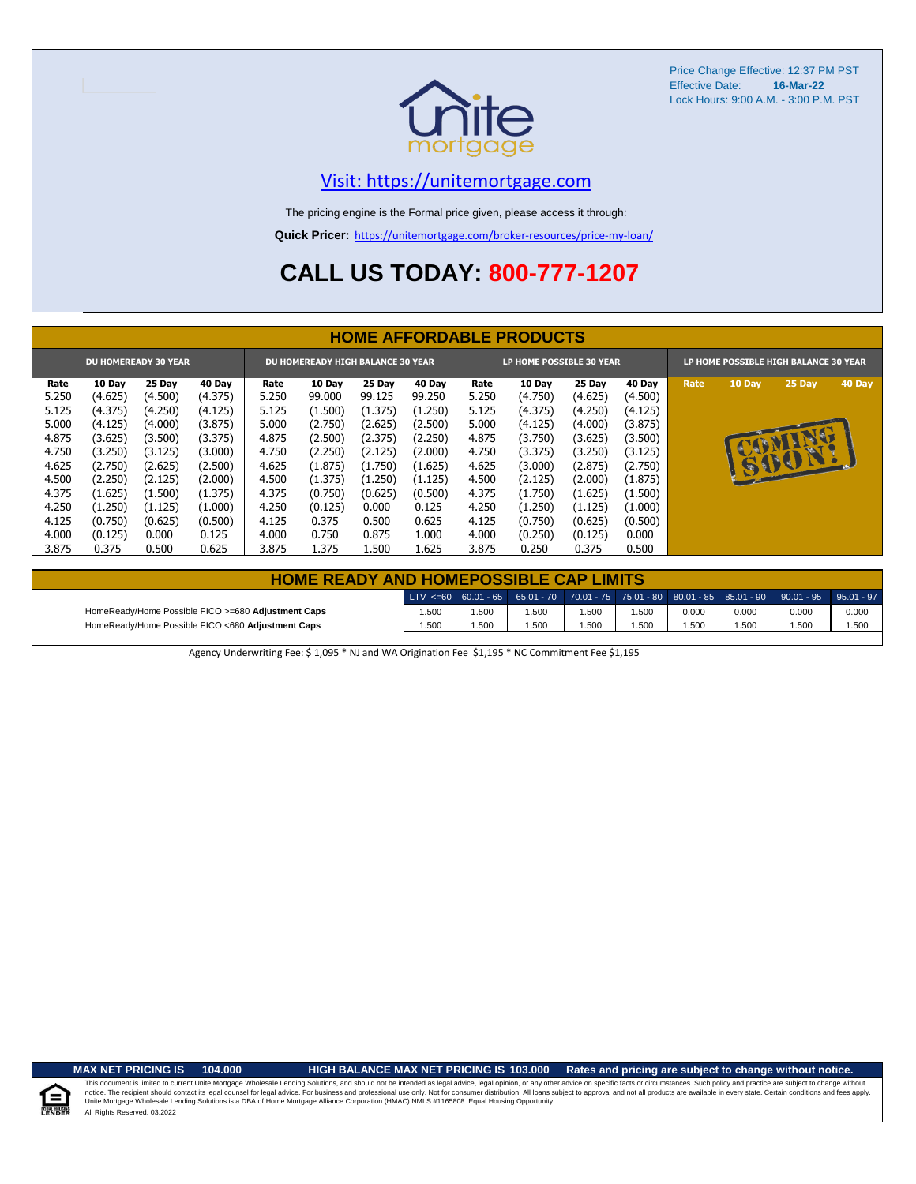Price Change Effective: 12:37 PM PST
Effective Date: **16-Mar-22**
Lock Hours: 9:00 A.M. - 3:00 P.M. PST

Visit: https://unitemortgage.com

The pricing engine is the Formal price given, please access it through:

**Quick Pricer:** https://unitemortgage.com/broker-resources/price-my-loan/

# CALL US TODAY: 800-777-1207

## HOME AFFORDABLE PRODUCTS

| DU HOMEREADY 30 YEAR | | | | DU HOMEREADY HIGH BALANCE 30 YEAR | | | | LP HOME POSSIBLE 30 YEAR | | | | LP HOME POSSIBLE HIGH BALANCE 30 YEAR | | | |
|---|---|---|---|---|---|---|---|---|---|---|---|---|---|---|---|
| Rate | 10 Day | 25 Day | 40 Day | Rate | 10 Day | 25 Day | 40 Day | Rate | 10 Day | 25 Day | 40 Day | Rate | 10 Day | 25 Day | 40 Day |
| 5.250 | (4.625) | (4.500) | (4.375) | 5.250 | 99.000 | 99.125 | 99.250 | 5.250 | (4.750) | (4.625) | (4.500) | COMING SOON! | | | |
| 5.125 | (4.375) | (4.250) | (4.125) | 5.125 | (1.500) | (1.375) | (1.250) | 5.125 | (4.375) | (4.250) | (4.125) | | | | |
| 5.000 | (4.125) | (4.000) | (3.875) | 5.000 | (2.750) | (2.625) | (2.500) | 5.000 | (4.125) | (4.000) | (3.875) | | | | |
| 4.875 | (3.625) | (3.500) | (3.375) | 4.875 | (2.500) | (2.375) | (2.250) | 4.875 | (3.750) | (3.625) | (3.500) | | | | |
| 4.750 | (3.250) | (3.125) | (3.000) | 4.750 | (2.250) | (2.125) | (2.000) | 4.750 | (3.375) | (3.250) | (3.125) | | | | |
| 4.625 | (2.750) | (2.625) | (2.500) | 4.625 | (1.875) | (1.750) | (1.625) | 4.625 | (3.000) | (2.875) | (2.750) | | | | |
| 4.500 | (2.250) | (2.125) | (2.000) | 4.500 | (1.375) | (1.250) | (1.125) | 4.500 | (2.125) | (2.000) | (1.875) | | | | |
| 4.375 | (1.625) | (1.500) | (1.375) | 4.375 | (0.750) | (0.625) | (0.500) | 4.375 | (1.750) | (1.625) | (1.500) | | | | |
| 4.250 | (1.250) | (1.125) | (1.000) | 4.250 | (0.125) | 0.000 | 0.125 | 4.250 | (1.250) | (1.125) | (1.000) | | | | |
| 4.125 | (0.750) | (0.625) | (0.500) | 4.125 | 0.375 | 0.500 | 0.625 | 4.125 | (0.750) | (0.625) | (0.500) | | | | |
| 4.000 | (0.125) | 0.000 | 0.125 | 4.000 | 0.750 | 0.875 | 1.000 | 4.000 | (0.250) | (0.125) | 0.000 | | | | |
| 3.875 | 0.375 | 0.500 | 0.625 | 3.875 | 1.375 | 1.500 | 1.625 | 3.875 | 0.250 | 0.375 | 0.500 | | | | |

## HOME READY AND HOMEPOSSIBLE CAP LIMITS

| | LTV <=60 | 60.01 - 65 | 65.01 - 70 | 70.01 - 75 | 75.01 - 80 | 80.01 - 85 | 85.01 - 90 | 90.01 - 95 | 95.01 - 97 |
|---|---|---|---|---|---|---|---|---|---|
| HomeReady/Home Possible FICO >=680 **Adjustment Caps** | 1.500 | 1.500 | 1.500 | 1.500 | 1.500 | 0.000 | 0.000 | 0.000 | 0.000 |
| HomeReady/Home Possible FICO <680 **Adjustment Caps** | 1.500 | 1.500 | 1.500 | 1.500 | 1.500 | 1.500 | 1.500 | 1.500 | 1.500 |

Agency Underwriting Fee: $ 1,095 * NJ and WA Origination Fee $1,195 * NC Commitment Fee $1,195

**MAX NET PRICING IS 104.000** **HIGH BALANCE MAX NET PRICING IS 103.000** **Rates and pricing are subject to change without notice.**

This document is limited to current Unite Mortgage Wholesale Lending Solutions, and should not be intended as legal advice, legal opinion, or any other advice on specific facts or circumstances. Such policy and practice are subject to change without notice. The recipient should contact its legal counsel for legal advice. For business and professional use only. Not for consumer distribution. All loans subject to approval and not all products are available in every state. Certain conditions and fees apply. Unite Mortgage Wholesale Lending Solutions is a DBA of Home Mortgage Alliance Corporation (HMAC) NMLS #1165808. Equal Housing Opportunity.
All Rights Reserved. 03.2022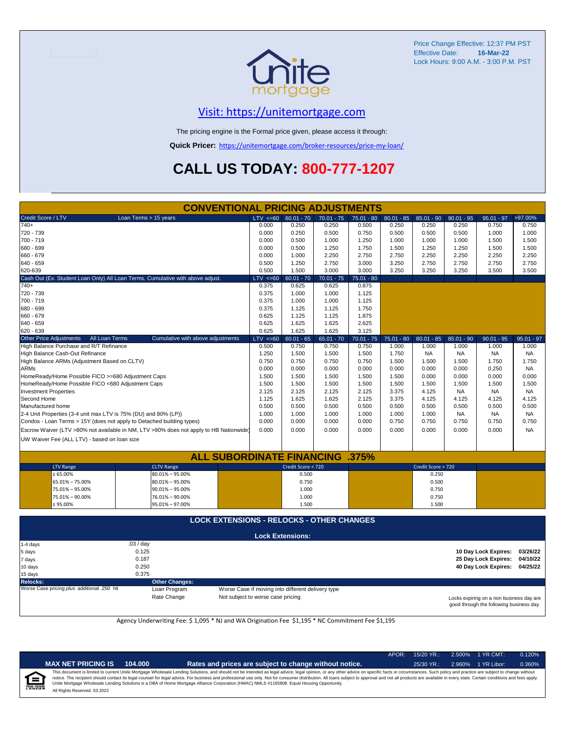Price Change Effective: 12:37 PM PST
Effective Date: **16-Mar-22**
Lock Hours: 9:00 A.M. - 3:00 P.M. PST

unite mortgage

## Visit: https://unitemortgage.com

The pricing engine is the Formal price given, please access it through:

**Quick Pricer:** https://unitemortgage.com/broker-resources/price-my-loan/

# CALL US TODAY: 800-777-1207

## CONVENTIONAL PRICING ADJUSTMENTS

| Credit Score / LTV — Loan Terms > 15 years | LTV <=60 | 60.01 - 70 | 70.01 - 75 | 75.01 - 80 | 80.01 - 85 | 85.01 - 90 | 90.01 - 95 | 95.01 - 97 | >97.00% |
|---|---|---|---|---|---|---|---|---|---|
| 740+ | 0.000 | 0.250 | 0.250 | 0.500 | 0.250 | 0.250 | 0.250 | 0.750 | 0.750 |
| 720 - 739 | 0.000 | 0.250 | 0.500 | 0.750 | 0.500 | 0.500 | 0.500 | 1.000 | 1.000 |
| 700 - 719 | 0.000 | 0.500 | 1.000 | 1.250 | 1.000 | 1.000 | 1.000 | 1.500 | 1.500 |
| 680 - 699 | 0.000 | 0.500 | 1.250 | 1.750 | 1.500 | 1.250 | 1.250 | 1.500 | 1.500 |
| 660 - 679 | 0.000 | 1.000 | 2.250 | 2.750 | 2.750 | 2.250 | 2.250 | 2.250 | 2.250 |
| 640 - 659 | 0.500 | 1.250 | 2.750 | 3.000 | 3.250 | 2.750 | 2.750 | 2.750 | 2.750 |
| 620-639 | 0.500 | 1.500 | 3.000 | 3.000 | 3.250 | 3.250 | 3.250 | 3.500 | 3.500 |

| Cash Out (Ex. Student Loan Only) All Loan Terms. Cumulative with above adjust. | LTV <=60 | 60.01 - 70 | 70.01 - 75 | 75.01 - 80 |
|---|---|---|---|---|
| 740+ | 0.375 | 0.625 | 0.625 | 0.875 |
| 720 - 739 | 0.375 | 1.000 | 1.000 | 1.125 |
| 700 - 719 | 0.375 | 1.000 | 1.000 | 1.125 |
| 680 - 699 | 0.375 | 1.125 | 1.125 | 1.750 |
| 660 - 679 | 0.625 | 1.125 | 1.125 | 1.875 |
| 640 - 659 | 0.625 | 1.625 | 1.625 | 2.625 |
| 620 - 639 | 0.625 | 1.625 | 1.625 | 3.125 |

| Other Price Adjustments — All Loan Terms — Cumulative with above adjustments | LTV <=60 | 60.01 - 65 | 65.01 - 70 | 70.01 - 75 | 75.01 - 80 | 80.01 - 85 | 85.01 - 90 | 90.01 - 95 | 95.01 - 97 |
|---|---|---|---|---|---|---|---|---|---|
| High Balance Purchase and R/T Refinance | 0.500 | 0.750 | 0.750 | 0.750 | 1.000 | 1.000 | 1.000 | 1.000 | 1.000 |
| High Balance Cash-Out Refinance | 1.250 | 1.500 | 1.500 | 1.500 | 1.750 | NA | NA | NA | NA |
| High Balance ARMs (Adjustment Based on CLTV) | 0.750 | 0.750 | 0.750 | 0.750 | 1.500 | 1.500 | 1.500 | 1.750 | 1.750 |
| ARMs | 0.000 | 0.000 | 0.000 | 0.000 | 0.000 | 0.000 | 0.000 | 0.250 | NA |
| HomeReady/Home Possible FICO >=680 Adjustment Caps | 1.500 | 1.500 | 1.500 | 1.500 | 1.500 | 0.000 | 0.000 | 0.000 | 0.000 |
| HomeReady/Home Possible FICO <680 Adjustment Caps | 1.500 | 1.500 | 1.500 | 1.500 | 1.500 | 1.500 | 1.500 | 1.500 | 1.500 |
| Investment Properties | 2.125 | 2.125 | 2.125 | 2.125 | 3.375 | 4.125 | NA | NA | NA |
| Second Home | 1.125 | 1.625 | 1.625 | 2.125 | 3.375 | 4.125 | 4.125 | 4.125 | 4.125 |
| Manufactured home | 0.500 | 0.500 | 0.500 | 0.500 | 0.500 | 0.500 | 0.500 | 0.500 | 0.500 |
| 2-4 Unit Properties (3-4 unit max LTV is 75% (DU) and 80% (LP)) | 1.000 | 1.000 | 1.000 | 1.000 | 1.000 | 1.000 | NA | NA | NA |
| Condos - Loan Terms > 15Y (does not apply to Detached building types) | 0.000 | 0.000 | 0.000 | 0.000 | 0.750 | 0.750 | 0.750 | 0.750 | 0.750 |
| Escrow Waiver (LTV >80% not available in NM, LTV >90% does not apply to HB Nationwide) | 0.000 | 0.000 | 0.000 | 0.000 | 0.000 | 0.000 | 0.000 | 0.000 | NA |
| UW Waiver Fee (ALL LTV) - based on loan size | | | | | | | | | |

## ALL SUBORDINATE FINANCING .375%

| LTV Range | CLTV Range | Credit Score < 720 | Credit Score > 720 |
|---|---|---|---|
| ≤ 65.00% | 80.01% – 95.00% | 0.500 | 0.250 |
| 65.01% – 75.00% | 80.01% – 95.00% | 0.750 | 0.500 |
| 75.01% – 95.00% | 90.01% – 95.00% | 1.000 | 0.750 |
| 75.01% – 90.00% | 76.01% – 90.00% | 1.000 | 0.750 |
| ≤ 95.00% | 95.01% – 97.00% | 1.500 | 1.500 |

## LOCK EXTENSIONS - RELOCKS - OTHER CHANGES

### Lock Extensions:

| Days | Cost |
|---|---|
| 1-4 days | .03 / day |
| 5 days | 0.125 |
| 7 days | 0.187 |
| 10 days | 0.250 |
| 15 days | 0.375 |

**10 Day Lock Expires:** 03/26/22
**25 Day Lock Expires:** 04/10/22
**40 Day Lock Expires:** 04/25/22

**Relocks:**
Worse Case pricing *plus* additional .250 hit

**Other Changes:**

| | |
|---|---|
| Loan Program | Worse Case if moving into different delivery type |
| Rate Change | Not subject to worse case pricing |

Locks expiring on a non business day are good through the following business day.

Agency Underwriting Fee: $ 1,095 * NJ and WA Origination Fee $1,195 * NC Commitment Fee $1,195

| APOR: | 15/20 YR.: | 2.500% | 1 YR CMT: | 0.120% |
|---|---|---|---|---|
| | 25/30 YR.: | 2.960% | 1 YR Libor: | 0.360% |

**MAX NET PRICING IS 104.000** — **Rates and prices are subject to change without notice.**

This document is limited to current Unite Mortgage Wholesale Lending Solutions, and should not be intended as legal advice, legal opinion, or any other advice on specific facts or circumstances. Such policy and practice are subject to change without notice. The recipient should contact its legal counsel for legal advice. For business and professional use only. Not for consumer distribution. All loans subject to approval and not all products are available in every state. Certain conditions and fees apply. Unite Mortgage Wholesale Lending Solutions is a DBA of Home Mortgage Alliance Corporation (HMAC) NMLS #1165808. Equal Housing Opportunity.

All Rights Reserved. 03.2022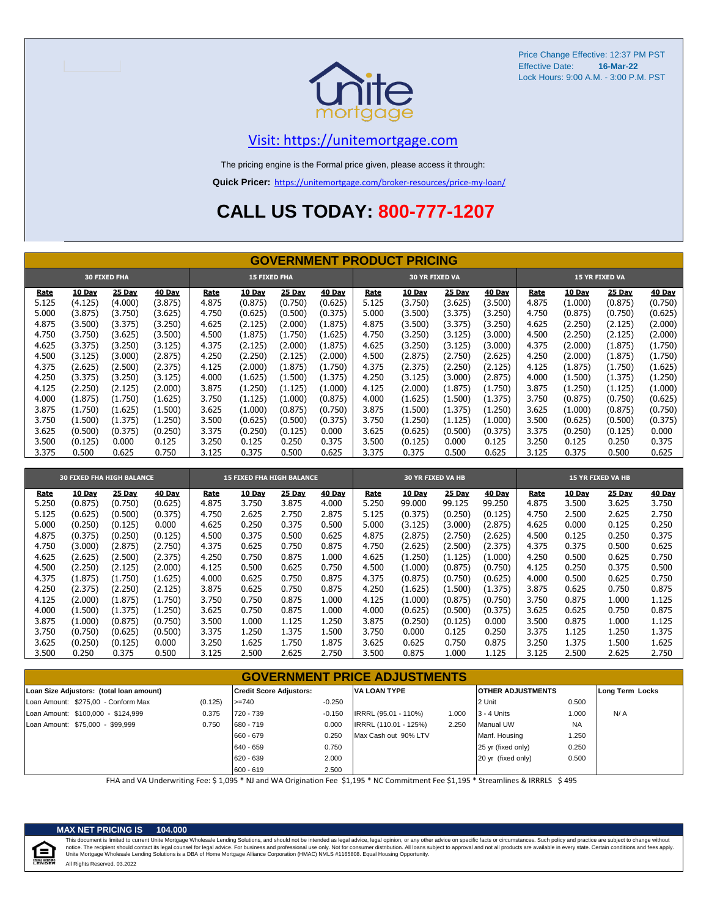Price Change Effective: 12:37 PM PST
Effective Date: **16-Mar-22**
Lock Hours: 9:00 A.M. - 3:00 P.M. PST

unite mortgage

Visit: https://unitemortgage.com

The pricing engine is the Formal price given, please access it through:

**Quick Pricer:** https://unitemortgage.com/broker-resources/price-my-loan/

# CALL US TODAY: 800-777-1207

## GOVERNMENT PRODUCT PRICING

| 30 FIXED FHA | | | | 15 FIXED FHA | | | | 30 YR FIXED VA | | | | 15 YR FIXED VA | | | |
|---|---|---|---|---|---|---|---|---|---|---|---|---|---|---|---|
| Rate | 10 Day | 25 Day | 40 Day | Rate | 10 Day | 25 Day | 40 Day | Rate | 10 Day | 25 Day | 40 Day | Rate | 10 Day | 25 Day | 40 Day |
| 5.125 | (4.125) | (4.000) | (3.875) | 4.875 | (0.875) | (0.750) | (0.625) | 5.125 | (3.750) | (3.625) | (3.500) | 4.875 | (1.000) | (0.875) | (0.750) |
| 5.000 | (3.875) | (3.750) | (3.625) | 4.750 | (0.625) | (0.500) | (0.375) | 5.000 | (3.500) | (3.375) | (3.250) | 4.750 | (0.875) | (0.750) | (0.625) |
| 4.875 | (3.500) | (3.375) | (3.250) | 4.625 | (2.125) | (2.000) | (1.875) | 4.875 | (3.500) | (3.375) | (3.250) | 4.625 | (2.250) | (2.125) | (2.000) |
| 4.750 | (3.750) | (3.625) | (3.500) | 4.500 | (1.875) | (1.750) | (1.625) | 4.750 | (3.250) | (3.125) | (3.000) | 4.500 | (2.250) | (2.125) | (2.000) |
| 4.625 | (3.375) | (3.250) | (3.125) | 4.375 | (2.125) | (2.000) | (1.875) | 4.625 | (3.250) | (3.125) | (3.000) | 4.375 | (2.000) | (1.875) | (1.750) |
| 4.500 | (3.125) | (3.000) | (2.875) | 4.250 | (2.250) | (2.125) | (2.000) | 4.500 | (2.875) | (2.750) | (2.625) | 4.250 | (2.000) | (1.875) | (1.750) |
| 4.375 | (2.625) | (2.500) | (2.375) | 4.125 | (2.000) | (1.875) | (1.750) | 4.375 | (2.375) | (2.250) | (2.125) | 4.125 | (1.875) | (1.750) | (1.625) |
| 4.250 | (3.375) | (3.250) | (3.125) | 4.000 | (1.625) | (1.500) | (1.375) | 4.250 | (3.125) | (3.000) | (2.875) | 4.000 | (1.500) | (1.375) | (1.250) |
| 4.125 | (2.250) | (2.125) | (2.000) | 3.875 | (1.250) | (1.125) | (1.000) | 4.125 | (2.000) | (1.875) | (1.750) | 3.875 | (1.250) | (1.125) | (1.000) |
| 4.000 | (1.875) | (1.750) | (1.625) | 3.750 | (1.125) | (1.000) | (0.875) | 4.000 | (1.625) | (1.500) | (1.375) | 3.750 | (0.875) | (0.750) | (0.625) |
| 3.875 | (1.750) | (1.625) | (1.500) | 3.625 | (1.000) | (0.875) | (0.750) | 3.875 | (1.500) | (1.375) | (1.250) | 3.625 | (1.000) | (0.875) | (0.750) |
| 3.750 | (1.500) | (1.375) | (1.250) | 3.500 | (0.625) | (0.500) | (0.375) | 3.750 | (1.250) | (1.125) | (1.000) | 3.500 | (0.625) | (0.500) | (0.375) |
| 3.625 | (0.500) | (0.375) | (0.250) | 3.375 | (0.250) | (0.125) | 0.000 | 3.625 | (0.625) | (0.500) | (0.375) | 3.375 | (0.250) | (0.125) | 0.000 |
| 3.500 | (0.125) | 0.000 | 0.125 | 3.250 | 0.125 | 0.250 | 0.375 | 3.500 | (0.125) | 0.000 | 0.125 | 3.250 | 0.125 | 0.250 | 0.375 |
| 3.375 | 0.500 | 0.625 | 0.750 | 3.125 | 0.375 | 0.500 | 0.625 | 3.375 | 0.375 | 0.500 | 0.625 | 3.125 | 0.375 | 0.500 | 0.625 |

| 30 FIXED FHA HIGH BALANCE | | | | 15 FIXED FHA HIGH BALANCE | | | | 30 YR FIXED VA HB | | | | 15 YR FIXED VA HB | | | |
|---|---|---|---|---|---|---|---|---|---|---|---|---|---|---|---|
| Rate | 10 Day | 25 Day | 40 Day | Rate | 10 Day | 25 Day | 40 Day | Rate | 10 Day | 25 Day | 40 Day | Rate | 10 Day | 25 Day | 40 Day |
| 5.250 | (0.875) | (0.750) | (0.625) | 4.875 | 3.750 | 3.875 | 4.000 | 5.250 | 99.000 | 99.125 | 99.250 | 4.875 | 3.500 | 3.625 | 3.750 |
| 5.125 | (0.625) | (0.500) | (0.375) | 4.750 | 2.625 | 2.750 | 2.875 | 5.125 | (0.375) | (0.250) | (0.125) | 4.750 | 2.500 | 2.625 | 2.750 |
| 5.000 | (0.250) | (0.125) | 0.000 | 4.625 | 0.250 | 0.375 | 0.500 | 5.000 | (3.125) | (3.000) | (2.875) | 4.625 | 0.000 | 0.125 | 0.250 |
| 4.875 | (0.375) | (0.250) | (0.125) | 4.500 | 0.375 | 0.500 | 0.625 | 4.875 | (2.875) | (2.750) | (2.625) | 4.500 | 0.125 | 0.250 | 0.375 |
| 4.750 | (3.000) | (2.875) | (2.750) | 4.375 | 0.625 | 0.750 | 0.875 | 4.750 | (2.625) | (2.500) | (2.375) | 4.375 | 0.375 | 0.500 | 0.625 |
| 4.625 | (2.625) | (2.500) | (2.375) | 4.250 | 0.750 | 0.875 | 1.000 | 4.625 | (1.250) | (1.125) | (1.000) | 4.250 | 0.500 | 0.625 | 0.750 |
| 4.500 | (2.250) | (2.125) | (2.000) | 4.125 | 0.500 | 0.625 | 0.750 | 4.500 | (1.000) | (0.875) | (0.750) | 4.125 | 0.250 | 0.375 | 0.500 |
| 4.375 | (1.875) | (1.750) | (1.625) | 4.000 | 0.625 | 0.750 | 0.875 | 4.375 | (0.875) | (0.750) | (0.625) | 4.000 | 0.500 | 0.625 | 0.750 |
| 4.250 | (2.375) | (2.250) | (2.125) | 3.875 | 0.625 | 0.750 | 0.875 | 4.250 | (1.625) | (1.500) | (1.375) | 3.875 | 0.625 | 0.750 | 0.875 |
| 4.125 | (2.000) | (1.875) | (1.750) | 3.750 | 0.750 | 0.875 | 1.000 | 4.125 | (1.000) | (0.875) | (0.750) | 3.750 | 0.875 | 1.000 | 1.125 |
| 4.000 | (1.500) | (1.375) | (1.250) | 3.625 | 0.750 | 0.875 | 1.000 | 4.000 | (0.625) | (0.500) | (0.375) | 3.625 | 0.625 | 0.750 | 0.875 |
| 3.875 | (1.000) | (0.875) | (0.750) | 3.500 | 1.000 | 1.125 | 1.250 | 3.875 | (0.250) | (0.125) | 0.000 | 3.500 | 0.875 | 1.000 | 1.125 |
| 3.750 | (0.750) | (0.625) | (0.500) | 3.375 | 1.250 | 1.375 | 1.500 | 3.750 | 0.000 | 0.125 | 0.250 | 3.375 | 1.125 | 1.250 | 1.375 |
| 3.625 | (0.250) | (0.125) | 0.000 | 3.250 | 1.625 | 1.750 | 1.875 | 3.625 | 0.625 | 0.750 | 0.875 | 3.250 | 1.375 | 1.500 | 1.625 |
| 3.500 | 0.250 | 0.375 | 0.500 | 3.125 | 2.500 | 2.625 | 2.750 | 3.500 | 0.875 | 1.000 | 1.125 | 3.125 | 2.500 | 2.625 | 2.750 |

## GOVERNMENT PRICE ADJUSTMENTS

| Loan Size Adjustors: (total loan amount) | | Credit Score Adjustors: | | VA LOAN TYPE | | OTHER ADJUSTMENTS | | Long Term Locks |
|---|---|---|---|---|---|---|---|---|
| Loan Amount: $275,000 - Conform Max | (0.125) | >=740 | -0.250 | | | 2 Unit | 0.500 | |
| Loan Amount: $100,000 - $124,999 | 0.375 | 720 - 739 | -0.150 | IRRRL (95.01 - 110%) | 1.000 | 3 - 4 Units | 1.000 | N/A |
| Loan Amount: $75,000 - $99,999 | 0.750 | 680 - 719 | 0.000 | IRRRL (110.01 - 125%) | 2.250 | Manual UW | NA | |
| | | 660 - 679 | 0.250 | Max Cash out 90% LTV | | Manf. Housing | 1.250 | |
| | | 640 - 659 | 0.750 | | | 25 yr (fixed only) | 0.250 | |
| | | 620 - 639 | 2.000 | | | 20 yr (fixed only) | 0.500 | |
| | | 600 - 619 | 2.500 | | | | | |

FHA and VA Underwriting Fee: $ 1,095 * NJ and WA Origination Fee $1,195 * NC Commitment Fee $1,195 * Streamlines & IRRRLS $ 495

**MAX NET PRICING IS 104.000**

This document is limited to current Unite Mortgage Wholesale Lending Solutions, and should not be intended as legal advice, legal opinion, or any other advice on specific facts or circumstances. Such policy and practice are subject to change without notice. The recipient should contact its legal counsel for legal advice. For business and professional use only. Not for consumer distribution. All loans subject to approval and not all products are available in every state. Certain conditions and fees apply. Unite Mortgage Wholesale Lending Solutions is a DBA of Home Mortgage Alliance Corporation (HMAC) NMLS #1165808. Equal Housing Opportunity.

All Rights Reserved. 03.2022